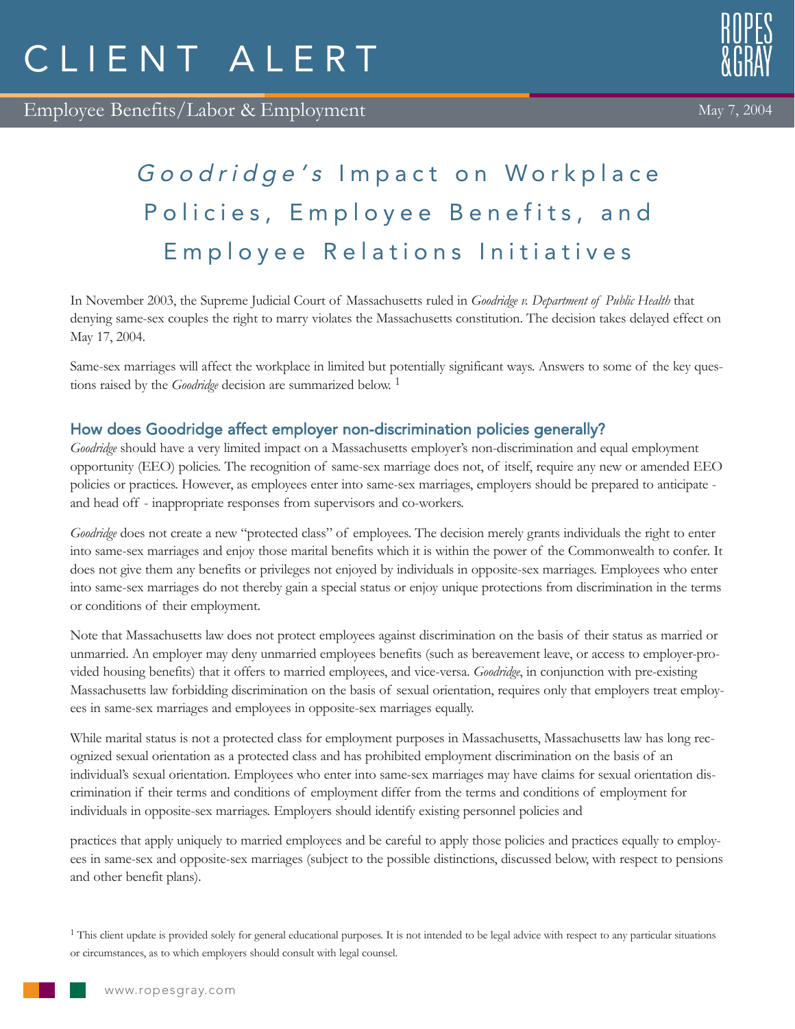# CLIENT ALERT

Employee Benefits/Labor & Employment

May 7, 2004

# *Goodridge's* Impact on Workplace Policies, Employee Benefits, and Employee Relations Initiatives

In November 2003, the Supreme Judicial Court of Massachusetts ruled in *Goodridge v. Department of Public Health* that denying same-sex couples the right to marry violates the Massachusetts constitution. The decision takes delayed effect on May 17, 2004.

Same-sex marriages will affect the workplace in limited but potentially significant ways. Answers to some of the key questions raised by the *Goodridge* decision are summarized below. [1]

## How does Goodridge affect employer non-discrimination policies generally?

*Goodridge* should have a very limited impact on a Massachusetts employer's non-discrimination and equal employment opportunity (EEO) policies. The recognition of same-sex marriage does not, of itself, require any new or amended EEO policies or practices. However, as employees enter into same-sex marriages, employers should be prepared to anticipate - and head off - inappropriate responses from supervisors and co-workers.

*Goodridge* does not create a new "protected class" of employees. The decision merely grants individuals the right to enter into same-sex marriages and enjoy those marital benefits which it is within the power of the Commonwealth to confer. It does not give them any benefits or privileges not enjoyed by individuals in opposite-sex marriages. Employees who enter into same-sex marriages do not thereby gain a special status or enjoy unique protections from discrimination in the terms or conditions of their employment.

Note that Massachusetts law does not protect employees against discrimination on the basis of their status as married or unmarried. An employer may deny unmarried employees benefits (such as bereavement leave, or access to employer-provided housing benefits) that it offers to married employees, and vice-versa. *Goodridge*, in conjunction with pre-existing Massachusetts law forbidding discrimination on the basis of sexual orientation, requires only that employers treat employees in same-sex marriages and employees in opposite-sex marriages equally.

While marital status is not a protected class for employment purposes in Massachusetts, Massachusetts law has long recognized sexual orientation as a protected class and has prohibited employment discrimination on the basis of an individual's sexual orientation. Employees who enter into same-sex marriages may have claims for sexual orientation discrimination if their terms and conditions of employment differ from the terms and conditions of employment for individuals in opposite-sex marriages. Employers should identify existing personnel policies and practices that apply uniquely to married employees and be careful to apply those policies and practices equally to employees in same-sex and opposite-sex marriages (subject to the possible distinctions, discussed below, with respect to pensions and other benefit plans).

[1] This client update is provided solely for general educational purposes. It is not intended to be legal advice with respect to any particular situations or circumstances, as to which employers should consult with legal counsel.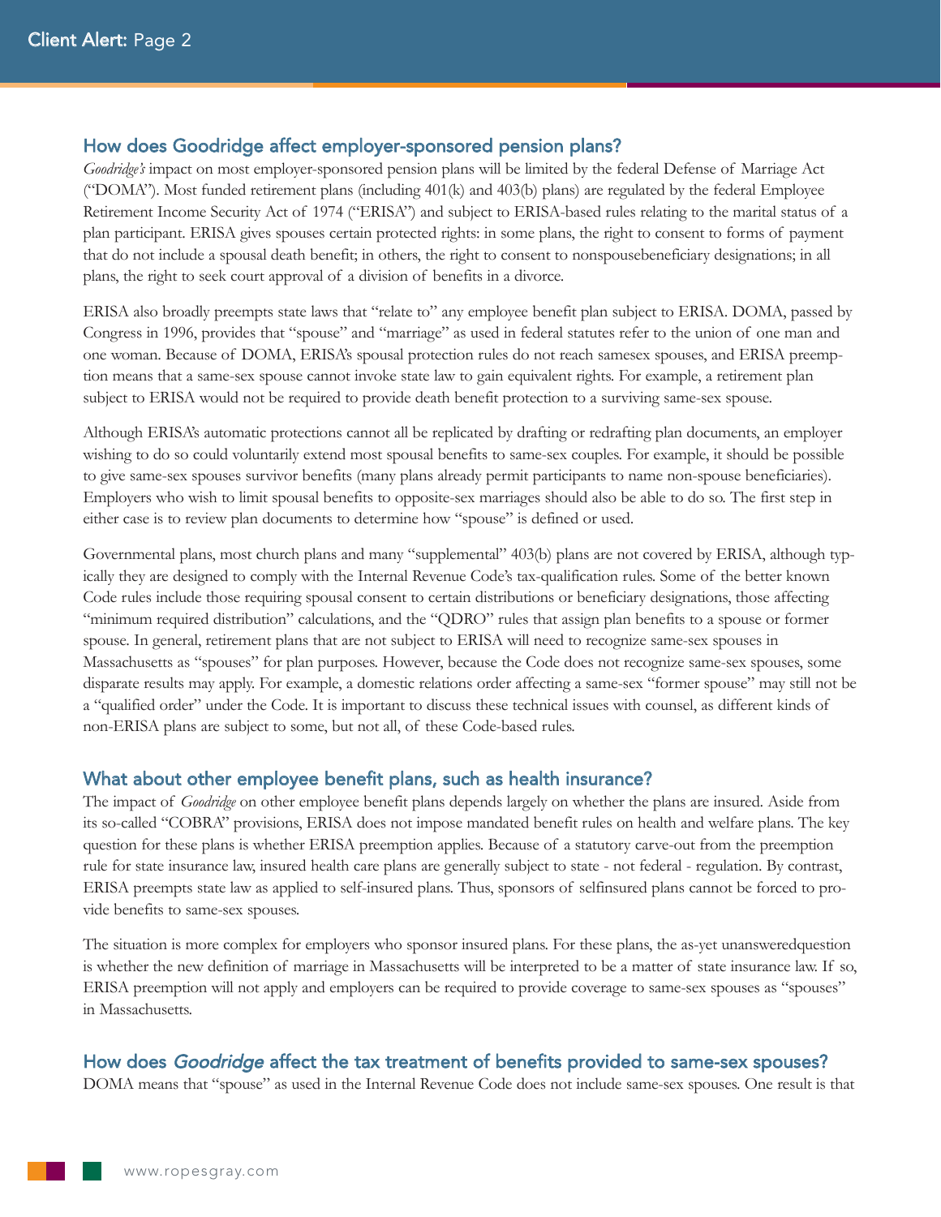## How does Goodridge affect employer-sponsored pension plans?

*Goodridge's* impact on most employer-sponsored pension plans will be limited by the federal Defense of Marriage Act ("DOMA"). Most funded retirement plans (including 401(k) and 403(b) plans) are regulated by the federal Employee Retirement Income Security Act of 1974 ("ERISA") and subject to ERISA-based rules relating to the marital status of a plan participant. ERISA gives spouses certain protected rights: in some plans, the right to consent to forms of payment that do not include a spousal death benefit; in others, the right to consent to nonspousebeneficiary designations; in all plans, the right to seek court approval of a division of benefits in a divorce.

ERISA also broadly preempts state laws that "relate to" any employee benefit plan subject to ERISA. DOMA, passed by Congress in 1996, provides that "spouse" and "marriage" as used in federal statutes refer to the union of one man and one woman. Because of DOMA, ERISA's spousal protection rules do not reach samesex spouses, and ERISA preemption means that a same-sex spouse cannot invoke state law to gain equivalent rights. For example, a retirement plan subject to ERISA would not be required to provide death benefit protection to a surviving same-sex spouse.

Although ERISA's automatic protections cannot all be replicated by drafting or redrafting plan documents, an employer wishing to do so could voluntarily extend most spousal benefits to same-sex couples. For example, it should be possible to give same-sex spouses survivor benefits (many plans already permit participants to name non-spouse beneficiaries). Employers who wish to limit spousal benefits to opposite-sex marriages should also be able to do so. The first step in either case is to review plan documents to determine how "spouse" is defined or used.

Governmental plans, most church plans and many "supplemental" 403(b) plans are not covered by ERISA, although typically they are designed to comply with the Internal Revenue Code's tax-qualification rules. Some of the better known Code rules include those requiring spousal consent to certain distributions or beneficiary designations, those affecting "minimum required distribution" calculations, and the "QDRO" rules that assign plan benefits to a spouse or former spouse. In general, retirement plans that are not subject to ERISA will need to recognize same-sex spouses in Massachusetts as "spouses" for plan purposes. However, because the Code does not recognize same-sex spouses, some disparate results may apply. For example, a domestic relations order affecting a same-sex "former spouse" may still not be a "qualified order" under the Code. It is important to discuss these technical issues with counsel, as different kinds of non-ERISA plans are subject to some, but not all, of these Code-based rules.

## What about other employee benefit plans, such as health insurance?

The impact of *Goodridge* on other employee benefit plans depends largely on whether the plans are insured. Aside from its so-called "COBRA" provisions, ERISA does not impose mandated benefit rules on health and welfare plans. The key question for these plans is whether ERISA preemption applies. Because of a statutory carve-out from the preemption rule for state insurance law, insured health care plans are generally subject to state - not federal - regulation. By contrast, ERISA preempts state law as applied to self-insured plans. Thus, sponsors of selfinsured plans cannot be forced to provide benefits to same-sex spouses.

The situation is more complex for employers who sponsor insured plans. For these plans, the as-yet unansweredquestion is whether the new definition of marriage in Massachusetts will be interpreted to be a matter of state insurance law. If so, ERISA preemption will not apply and employers can be required to provide coverage to same-sex spouses as "spouses" in Massachusetts.

## How does *Goodridge* affect the tax treatment of benefits provided to same-sex spouses?

DOMA means that "spouse" as used in the Internal Revenue Code does not include same-sex spouses. One result is that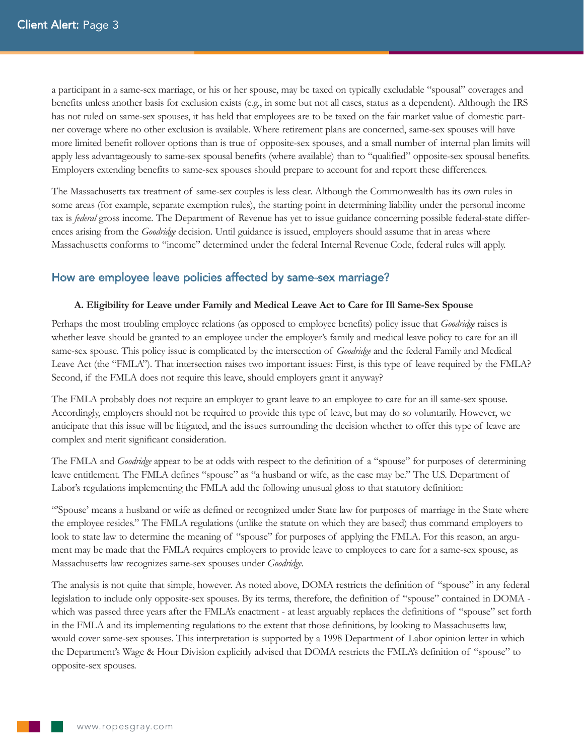a participant in a same-sex marriage, or his or her spouse, may be taxed on typically excludable "spousal" coverages and benefits unless another basis for exclusion exists (e.g., in some but not all cases, status as a dependent). Although the IRS has not ruled on same-sex spouses, it has held that employees are to be taxed on the fair market value of domestic partner coverage where no other exclusion is available. Where retirement plans are concerned, same-sex spouses will have more limited benefit rollover options than is true of opposite-sex spouses, and a small number of internal plan limits will apply less advantageously to same-sex spousal benefits (where available) than to "qualified" opposite-sex spousal benefits. Employers extending benefits to same-sex spouses should prepare to account for and report these differences.

The Massachusetts tax treatment of same-sex couples is less clear. Although the Commonwealth has its own rules in some areas (for example, separate exemption rules), the starting point in determining liability under the personal income tax is *federal* gross income. The Department of Revenue has yet to issue guidance concerning possible federal-state differences arising from the *Goodridge* decision. Until guidance is issued, employers should assume that in areas where Massachusetts conforms to "income" determined under the federal Internal Revenue Code, federal rules will apply.

## How are employee leave policies affected by same-sex marriage?

**A. Eligibility for Leave under Family and Medical Leave Act to Care for Ill Same-Sex Spouse**

Perhaps the most troubling employee relations (as opposed to employee benefits) policy issue that *Goodridge* raises is whether leave should be granted to an employee under the employer's family and medical leave policy to care for an ill same-sex spouse. This policy issue is complicated by the intersection of *Goodridge* and the federal Family and Medical Leave Act (the "FMLA"). That intersection raises two important issues: First, is this type of leave required by the FMLA? Second, if the FMLA does not require this leave, should employers grant it anyway?

The FMLA probably does not require an employer to grant leave to an employee to care for an ill same-sex spouse. Accordingly, employers should not be required to provide this type of leave, but may do so voluntarily. However, we anticipate that this issue will be litigated, and the issues surrounding the decision whether to offer this type of leave are complex and merit significant consideration.

The FMLA and *Goodridge* appear to be at odds with respect to the definition of a "spouse" for purposes of determining leave entitlement. The FMLA defines "spouse" as "a husband or wife, as the case may be." The U.S. Department of Labor's regulations implementing the FMLA add the following unusual gloss to that statutory definition:

"'Spouse' means a husband or wife as defined or recognized under State law for purposes of marriage in the State where the employee resides." The FMLA regulations (unlike the statute on which they are based) thus command employers to look to state law to determine the meaning of "spouse" for purposes of applying the FMLA. For this reason, an argument may be made that the FMLA requires employers to provide leave to employees to care for a same-sex spouse, as Massachusetts law recognizes same-sex spouses under *Goodridge*.

The analysis is not quite that simple, however. As noted above, DOMA restricts the definition of "spouse" in any federal legislation to include only opposite-sex spouses. By its terms, therefore, the definition of "spouse" contained in DOMA - which was passed three years after the FMLA's enactment - at least arguably replaces the definitions of "spouse" set forth in the FMLA and its implementing regulations to the extent that those definitions, by looking to Massachusetts law, would cover same-sex spouses. This interpretation is supported by a 1998 Department of Labor opinion letter in which the Department's Wage & Hour Division explicitly advised that DOMA restricts the FMLA's definition of "spouse" to opposite-sex spouses.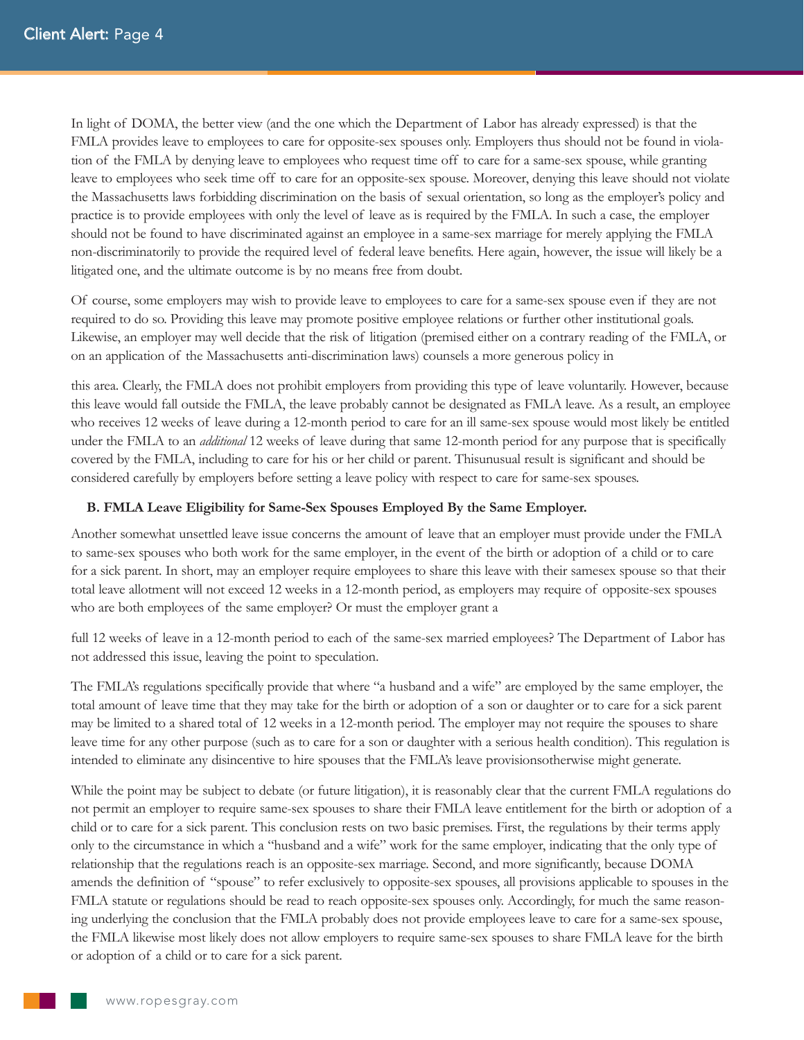In light of DOMA, the better view (and the one which the Department of Labor has already expressed) is that the FMLA provides leave to employees to care for opposite-sex spouses only. Employers thus should not be found in violation of the FMLA by denying leave to employees who request time off to care for a same-sex spouse, while granting leave to employees who seek time off to care for an opposite-sex spouse. Moreover, denying this leave should not violate the Massachusetts laws forbidding discrimination on the basis of sexual orientation, so long as the employer's policy and practice is to provide employees with only the level of leave as is required by the FMLA. In such a case, the employer should not be found to have discriminated against an employee in a same-sex marriage for merely applying the FMLA non-discriminatorily to provide the required level of federal leave benefits. Here again, however, the issue will likely be a litigated one, and the ultimate outcome is by no means free from doubt.

Of course, some employers may wish to provide leave to employees to care for a same-sex spouse even if they are not required to do so. Providing this leave may promote positive employee relations or further other institutional goals. Likewise, an employer may well decide that the risk of litigation (premised either on a contrary reading of the FMLA, or on an application of the Massachusetts anti-discrimination laws) counsels a more generous policy in this area. Clearly, the FMLA does not prohibit employers from providing this type of leave voluntarily. However, because this leave would fall outside the FMLA, the leave probably cannot be designated as FMLA leave. As a result, an employee who receives 12 weeks of leave during a 12-month period to care for an ill same-sex spouse would most likely be entitled under the FMLA to an *additional* 12 weeks of leave during that same 12-month period for any purpose that is specifically covered by the FMLA, including to care for his or her child or parent. Thisunusual result is significant and should be considered carefully by employers before setting a leave policy with respect to care for same-sex spouses.

**B. FMLA Leave Eligibility for Same-Sex Spouses Employed By the Same Employer.**

Another somewhat unsettled leave issue concerns the amount of leave that an employer must provide under the FMLA to same-sex spouses who both work for the same employer, in the event of the birth or adoption of a child or to care for a sick parent. In short, may an employer require employees to share this leave with their samesex spouse so that their total leave allotment will not exceed 12 weeks in a 12-month period, as employers may require of opposite-sex spouses who are both employees of the same employer? Or must the employer grant a full 12 weeks of leave in a 12-month period to each of the same-sex married employees? The Department of Labor has not addressed this issue, leaving the point to speculation.

The FMLA's regulations specifically provide that where "a husband and a wife" are employed by the same employer, the total amount of leave time that they may take for the birth or adoption of a son or daughter or to care for a sick parent may be limited to a shared total of 12 weeks in a 12-month period. The employer may not require the spouses to share leave time for any other purpose (such as to care for a son or daughter with a serious health condition). This regulation is intended to eliminate any disincentive to hire spouses that the FMLA's leave provisionsotherwise might generate.

While the point may be subject to debate (or future litigation), it is reasonably clear that the current FMLA regulations do not permit an employer to require same-sex spouses to share their FMLA leave entitlement for the birth or adoption of a child or to care for a sick parent. This conclusion rests on two basic premises. First, the regulations by their terms apply only to the circumstance in which a "husband and a wife" work for the same employer, indicating that the only type of relationship that the regulations reach is an opposite-sex marriage. Second, and more significantly, because DOMA amends the definition of "spouse" to refer exclusively to opposite-sex spouses, all provisions applicable to spouses in the FMLA statute or regulations should be read to reach opposite-sex spouses only. Accordingly, for much the same reasoning underlying the conclusion that the FMLA probably does not provide employees leave to care for a same-sex spouse, the FMLA likewise most likely does not allow employers to require same-sex spouses to share FMLA leave for the birth or adoption of a child or to care for a sick parent.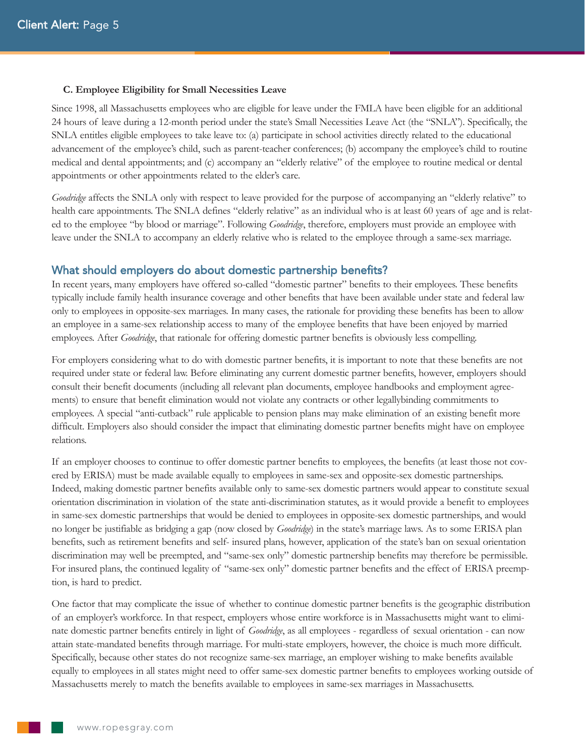**C. Employee Eligibility for Small Necessities Leave**

Since 1998, all Massachusetts employees who are eligible for leave under the FMLA have been eligible for an additional 24 hours of leave during a 12-month period under the state's Small Necessities Leave Act (the "SNLA"). Specifically, the SNLA entitles eligible employees to take leave to: (a) participate in school activities directly related to the educational advancement of the employee's child, such as parent-teacher conferences; (b) accompany the employee's child to routine medical and dental appointments; and (c) accompany an "elderly relative" of the employee to routine medical or dental appointments or other appointments related to the elder's care.

*Goodridge* affects the SNLA only with respect to leave provided for the purpose of accompanying an "elderly relative" to health care appointments. The SNLA defines "elderly relative" as an individual who is at least 60 years of age and is related to the employee "by blood or marriage". Following *Goodridge*, therefore, employers must provide an employee with leave under the SNLA to accompany an elderly relative who is related to the employee through a same-sex marriage.

## What should employers do about domestic partnership benefits?

In recent years, many employers have offered so-called "domestic partner" benefits to their employees. These benefits typically include family health insurance coverage and other benefits that have been available under state and federal law only to employees in opposite-sex marriages. In many cases, the rationale for providing these benefits has been to allow an employee in a same-sex relationship access to many of the employee benefits that have been enjoyed by married employees. After *Goodridge*, that rationale for offering domestic partner benefits is obviously less compelling.

For employers considering what to do with domestic partner benefits, it is important to note that these benefits are not required under state or federal law. Before eliminating any current domestic partner benefits, however, employers should consult their benefit documents (including all relevant plan documents, employee handbooks and employment agreements) to ensure that benefit elimination would not violate any contracts or other legallybinding commitments to employees. A special "anti-cutback" rule applicable to pension plans may make elimination of an existing benefit more difficult. Employers also should consider the impact that eliminating domestic partner benefits might have on employee relations.

If an employer chooses to continue to offer domestic partner benefits to employees, the benefits (at least those not covered by ERISA) must be made available equally to employees in same-sex and opposite-sex domestic partnerships. Indeed, making domestic partner benefits available only to same-sex domestic partners would appear to constitute sexual orientation discrimination in violation of the state anti-discrimination statutes, as it would provide a benefit to employees in same-sex domestic partnerships that would be denied to employees in opposite-sex domestic partnerships, and would no longer be justifiable as bridging a gap (now closed by *Goodridge*) in the state's marriage laws. As to some ERISA plan benefits, such as retirement benefits and self- insured plans, however, application of the state's ban on sexual orientation discrimination may well be preempted, and "same-sex only" domestic partnership benefits may therefore be permissible. For insured plans, the continued legality of "same-sex only" domestic partner benefits and the effect of ERISA preemption, is hard to predict.

One factor that may complicate the issue of whether to continue domestic partner benefits is the geographic distribution of an employer's workforce. In that respect, employers whose entire workforce is in Massachusetts might want to eliminate domestic partner benefits entirely in light of *Goodridge*, as all employees - regardless of sexual orientation - can now attain state-mandated benefits through marriage. For multi-state employers, however, the choice is much more difficult. Specifically, because other states do not recognize same-sex marriage, an employer wishing to make benefits available equally to employees in all states might need to offer same-sex domestic partner benefits to employees working outside of Massachusetts merely to match the benefits available to employees in same-sex marriages in Massachusetts.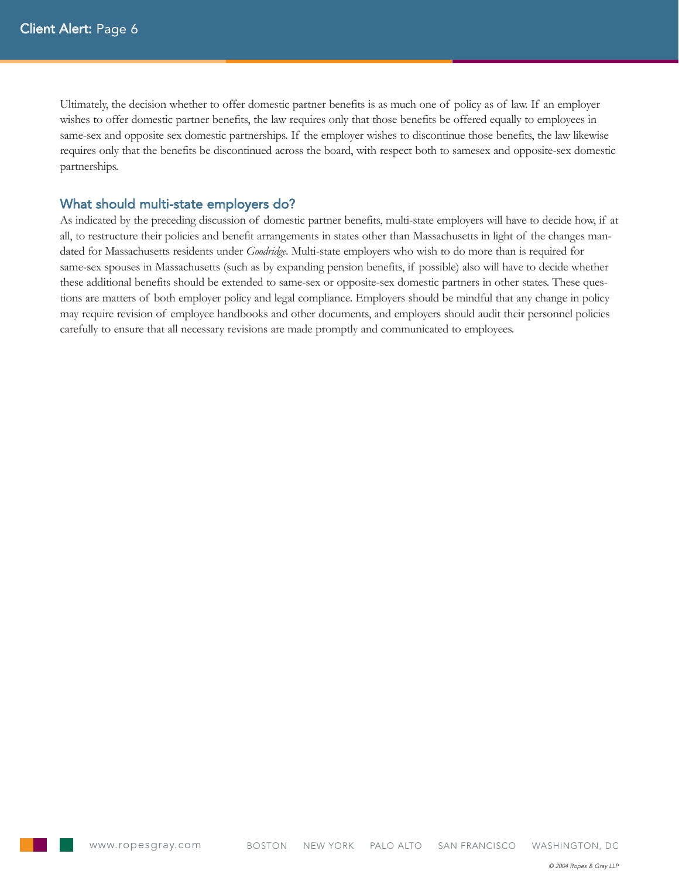Ultimately, the decision whether to offer domestic partner benefits is as much one of policy as of law. If an employer wishes to offer domestic partner benefits, the law requires only that those benefits be offered equally to employees in same-sex and opposite sex domestic partnerships. If the employer wishes to discontinue those benefits, the law likewise requires only that the benefits be discontinued across the board, with respect both to samesex and opposite-sex domestic partnerships.

## What should multi-state employers do?

As indicated by the preceding discussion of domestic partner benefits, multi-state employers will have to decide how, if at all, to restructure their policies and benefit arrangements in states other than Massachusetts in light of the changes mandated for Massachusetts residents under *Goodridge*. Multi-state employers who wish to do more than is required for same-sex spouses in Massachusetts (such as by expanding pension benefits, if possible) also will have to decide whether these additional benefits should be extended to same-sex or opposite-sex domestic partners in other states. These questions are matters of both employer policy and legal compliance. Employers should be mindful that any change in policy may require revision of employee handbooks and other documents, and employers should audit their personnel policies carefully to ensure that all necessary revisions are made promptly and communicated to employees.